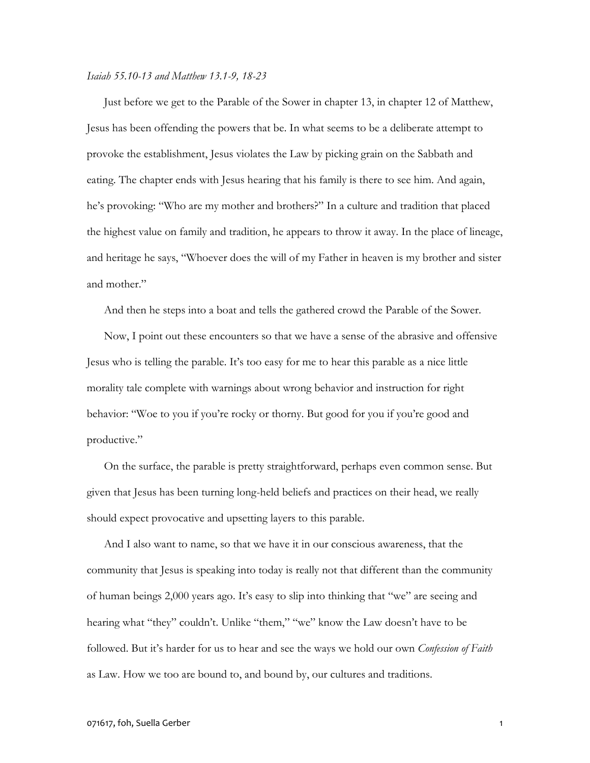*Isaiah 55.10-13 and Matthew 13.1-9, 18-23*

Just before we get to the Parable of the Sower in chapter 13, in chapter 12 of Matthew, Jesus has been offending the powers that be. In what seems to be a deliberate attempt to provoke the establishment, Jesus violates the Law by picking grain on the Sabbath and eating. The chapter ends with Jesus hearing that his family is there to see him. And again, he's provoking: "Who are my mother and brothers?" In a culture and tradition that placed the highest value on family and tradition, he appears to throw it away. In the place of lineage, and heritage he says, "Whoever does the will of my Father in heaven is my brother and sister and mother."

And then he steps into a boat and tells the gathered crowd the Parable of the Sower.

Now, I point out these encounters so that we have a sense of the abrasive and offensive Jesus who is telling the parable. It's too easy for me to hear this parable as a nice little morality tale complete with warnings about wrong behavior and instruction for right behavior: "Woe to you if you're rocky or thorny. But good for you if you're good and productive."

On the surface, the parable is pretty straightforward, perhaps even common sense. But given that Jesus has been turning long-held beliefs and practices on their head, we really should expect provocative and upsetting layers to this parable.

And I also want to name, so that we have it in our conscious awareness, that the community that Jesus is speaking into today is really not that different than the community of human beings 2,000 years ago. It's easy to slip into thinking that "we" are seeing and hearing what "they" couldn't. Unlike "them," "we" know the Law doesn't have to be followed. But it's harder for us to hear and see the ways we hold our own *Confession of Faith* as Law. How we too are bound to, and bound by, our cultures and traditions.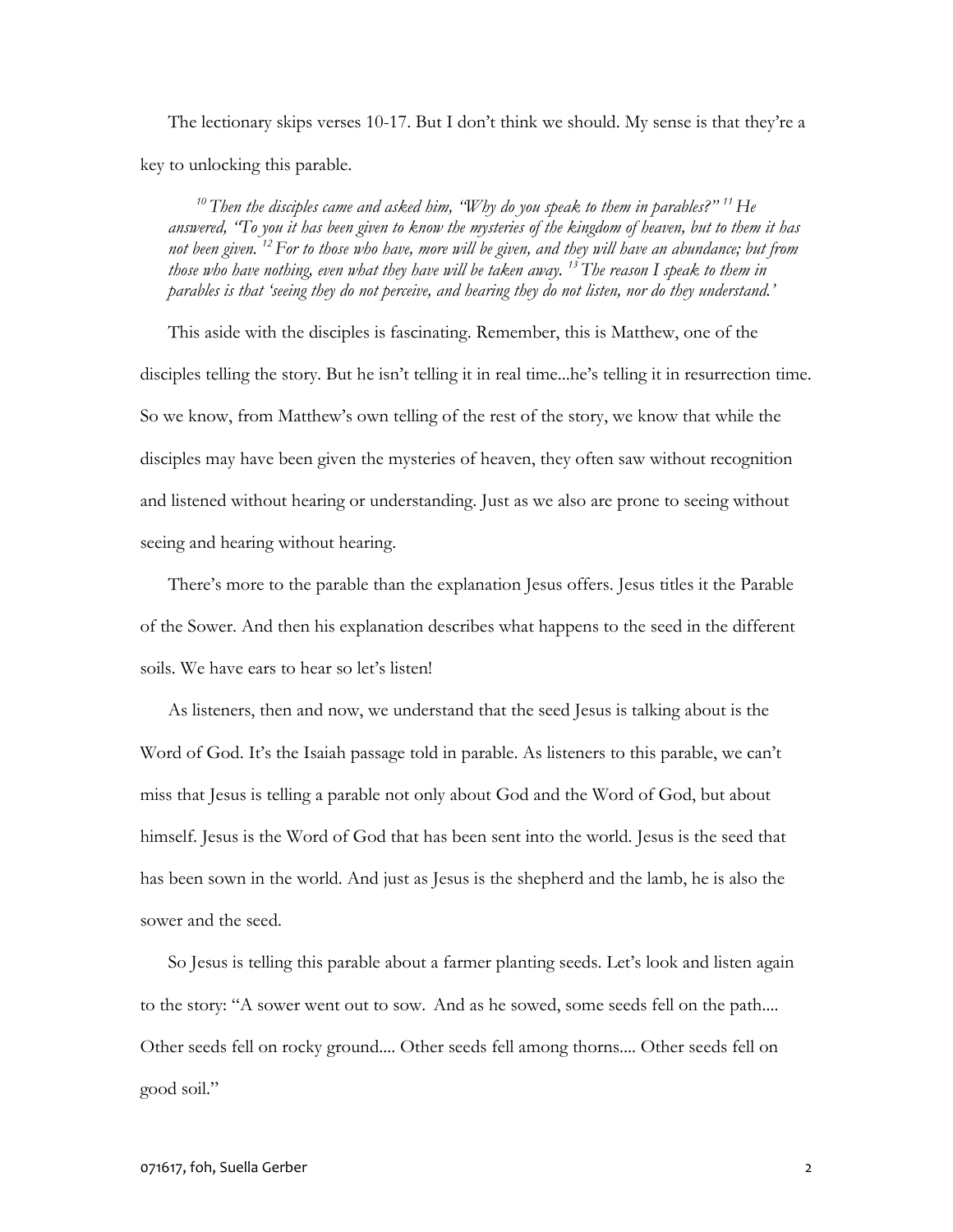The lectionary skips verses 10-17. But I don't think we should. My sense is that they're a key to unlocking this parable.

> *[10] Then the disciples came and asked him, "Why do you speak to them in parables?" [11] He answered, "To you it has been given to know the mysteries of the kingdom of heaven, but to them it has not been given. [12] For to those who have, more will be given, and they will have an abundance; but from those who have nothing, even what they have will be taken away. [13] The reason I speak to them in parables is that 'seeing they do not perceive, and hearing they do not listen, nor do they understand.'*

This aside with the disciples is fascinating. Remember, this is Matthew, one of the disciples telling the story. But he isn't telling it in real time...he's telling it in resurrection time. So we know, from Matthew's own telling of the rest of the story, we know that while the disciples may have been given the mysteries of heaven, they often saw without recognition and listened without hearing or understanding. Just as we also are prone to seeing without seeing and hearing without hearing.

There's more to the parable than the explanation Jesus offers. Jesus titles it the Parable of the Sower. And then his explanation describes what happens to the seed in the different soils. We have ears to hear so let's listen!

As listeners, then and now, we understand that the seed Jesus is talking about is the Word of God. It's the Isaiah passage told in parable. As listeners to this parable, we can't miss that Jesus is telling a parable not only about God and the Word of God, but about himself. Jesus is the Word of God that has been sent into the world. Jesus is the seed that has been sown in the world. And just as Jesus is the shepherd and the lamb, he is also the sower and the seed.

So Jesus is telling this parable about a farmer planting seeds. Let's look and listen again to the story: "A sower went out to sow. And as he sowed, some seeds fell on the path.... Other seeds fell on rocky ground.... Other seeds fell among thorns.... Other seeds fell on good soil."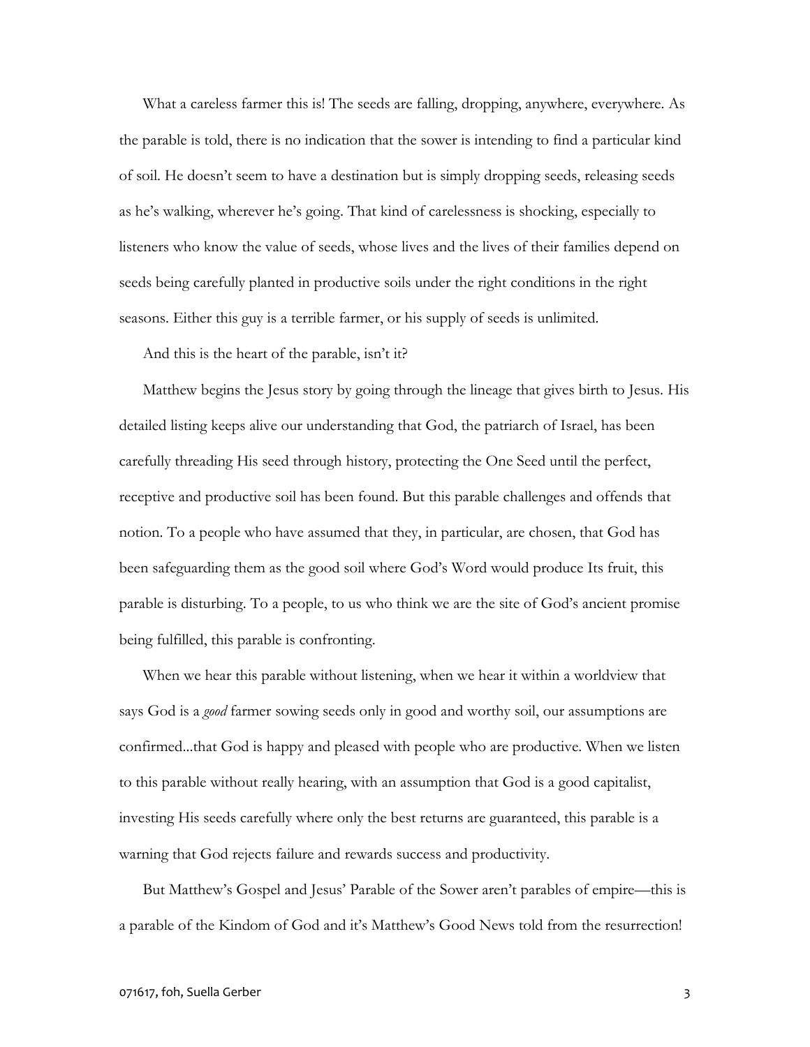What a careless farmer this is! The seeds are falling, dropping, anywhere, everywhere. As the parable is told, there is no indication that the sower is intending to find a particular kind of soil. He doesn't seem to have a destination but is simply dropping seeds, releasing seeds as he's walking, wherever he's going. That kind of carelessness is shocking, especially to listeners who know the value of seeds, whose lives and the lives of their families depend on seeds being carefully planted in productive soils under the right conditions in the right seasons. Either this guy is a terrible farmer, or his supply of seeds is unlimited.

And this is the heart of the parable, isn't it?

Matthew begins the Jesus story by going through the lineage that gives birth to Jesus. His detailed listing keeps alive our understanding that God, the patriarch of Israel, has been carefully threading His seed through history, protecting the One Seed until the perfect, receptive and productive soil has been found. But this parable challenges and offends that notion. To a people who have assumed that they, in particular, are chosen, that God has been safeguarding them as the good soil where God's Word would produce Its fruit, this parable is disturbing. To a people, to us who think we are the site of God's ancient promise being fulfilled, this parable is confronting.

When we hear this parable without listening, when we hear it within a worldview that says God is a *good* farmer sowing seeds only in good and worthy soil, our assumptions are confirmed...that God is happy and pleased with people who are productive. When we listen to this parable without really hearing, with an assumption that God is a good capitalist, investing His seeds carefully where only the best returns are guaranteed, this parable is a warning that God rejects failure and rewards success and productivity.

But Matthew's Gospel and Jesus' Parable of the Sower aren't parables of empire—this is a parable of the Kindom of God and it's Matthew's Good News told from the resurrection!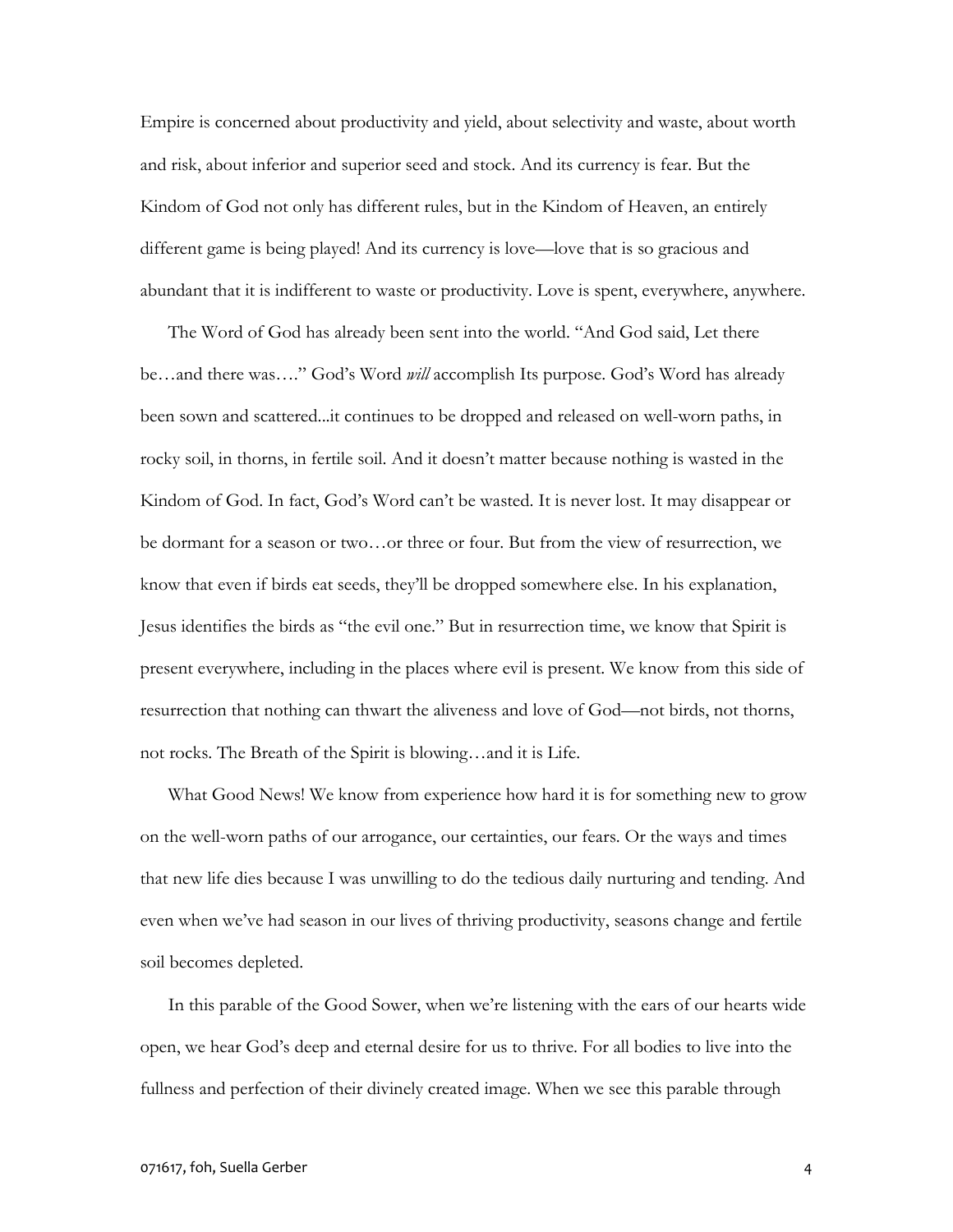Empire is concerned about productivity and yield, about selectivity and waste, about worth and risk, about inferior and superior seed and stock. And its currency is fear. But the Kindom of God not only has different rules, but in the Kindom of Heaven, an entirely different game is being played! And its currency is love—love that is so gracious and abundant that it is indifferent to waste or productivity. Love is spent, everywhere, anywhere.

The Word of God has already been sent into the world. "And God said, Let there be…and there was…." God's Word *will* accomplish Its purpose. God's Word has already been sown and scattered...it continues to be dropped and released on well-worn paths, in rocky soil, in thorns, in fertile soil. And it doesn't matter because nothing is wasted in the Kindom of God. In fact, God's Word can't be wasted. It is never lost. It may disappear or be dormant for a season or two…or three or four. But from the view of resurrection, we know that even if birds eat seeds, they'll be dropped somewhere else. In his explanation, Jesus identifies the birds as "the evil one." But in resurrection time, we know that Spirit is present everywhere, including in the places where evil is present. We know from this side of resurrection that nothing can thwart the aliveness and love of God—not birds, not thorns, not rocks. The Breath of the Spirit is blowing…and it is Life.

What Good News! We know from experience how hard it is for something new to grow on the well-worn paths of our arrogance, our certainties, our fears. Or the ways and times that new life dies because I was unwilling to do the tedious daily nurturing and tending. And even when we've had season in our lives of thriving productivity, seasons change and fertile soil becomes depleted.

In this parable of the Good Sower, when we're listening with the ears of our hearts wide open, we hear God's deep and eternal desire for us to thrive. For all bodies to live into the fullness and perfection of their divinely created image. When we see this parable through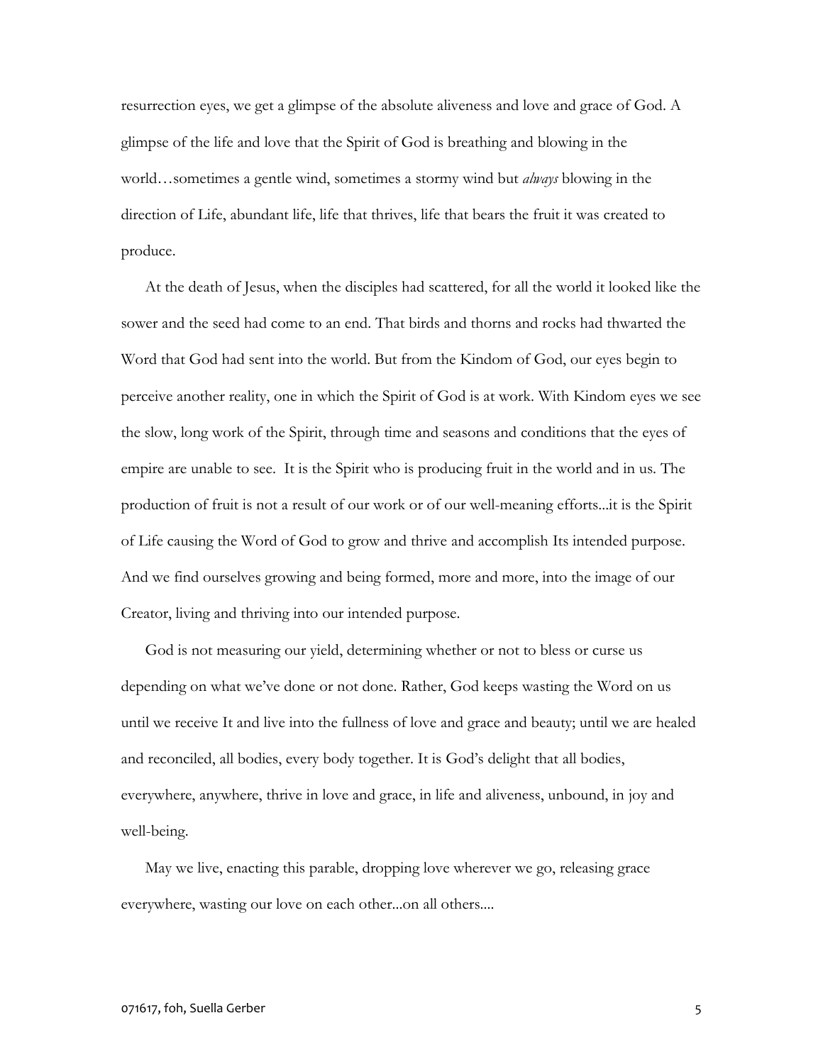resurrection eyes, we get a glimpse of the absolute aliveness and love and grace of God. A glimpse of the life and love that the Spirit of God is breathing and blowing in the world…sometimes a gentle wind, sometimes a stormy wind but *always* blowing in the direction of Life, abundant life, life that thrives, life that bears the fruit it was created to produce.

At the death of Jesus, when the disciples had scattered, for all the world it looked like the sower and the seed had come to an end. That birds and thorns and rocks had thwarted the Word that God had sent into the world. But from the Kindom of God, our eyes begin to perceive another reality, one in which the Spirit of God is at work. With Kindom eyes we see the slow, long work of the Spirit, through time and seasons and conditions that the eyes of empire are unable to see. It is the Spirit who is producing fruit in the world and in us. The production of fruit is not a result of our work or of our well-meaning efforts...it is the Spirit of Life causing the Word of God to grow and thrive and accomplish Its intended purpose. And we find ourselves growing and being formed, more and more, into the image of our Creator, living and thriving into our intended purpose.

God is not measuring our yield, determining whether or not to bless or curse us depending on what we've done or not done. Rather, God keeps wasting the Word on us until we receive It and live into the fullness of love and grace and beauty; until we are healed and reconciled, all bodies, every body together. It is God's delight that all bodies, everywhere, anywhere, thrive in love and grace, in life and aliveness, unbound, in joy and well-being.

May we live, enacting this parable, dropping love wherever we go, releasing grace everywhere, wasting our love on each other...on all others....